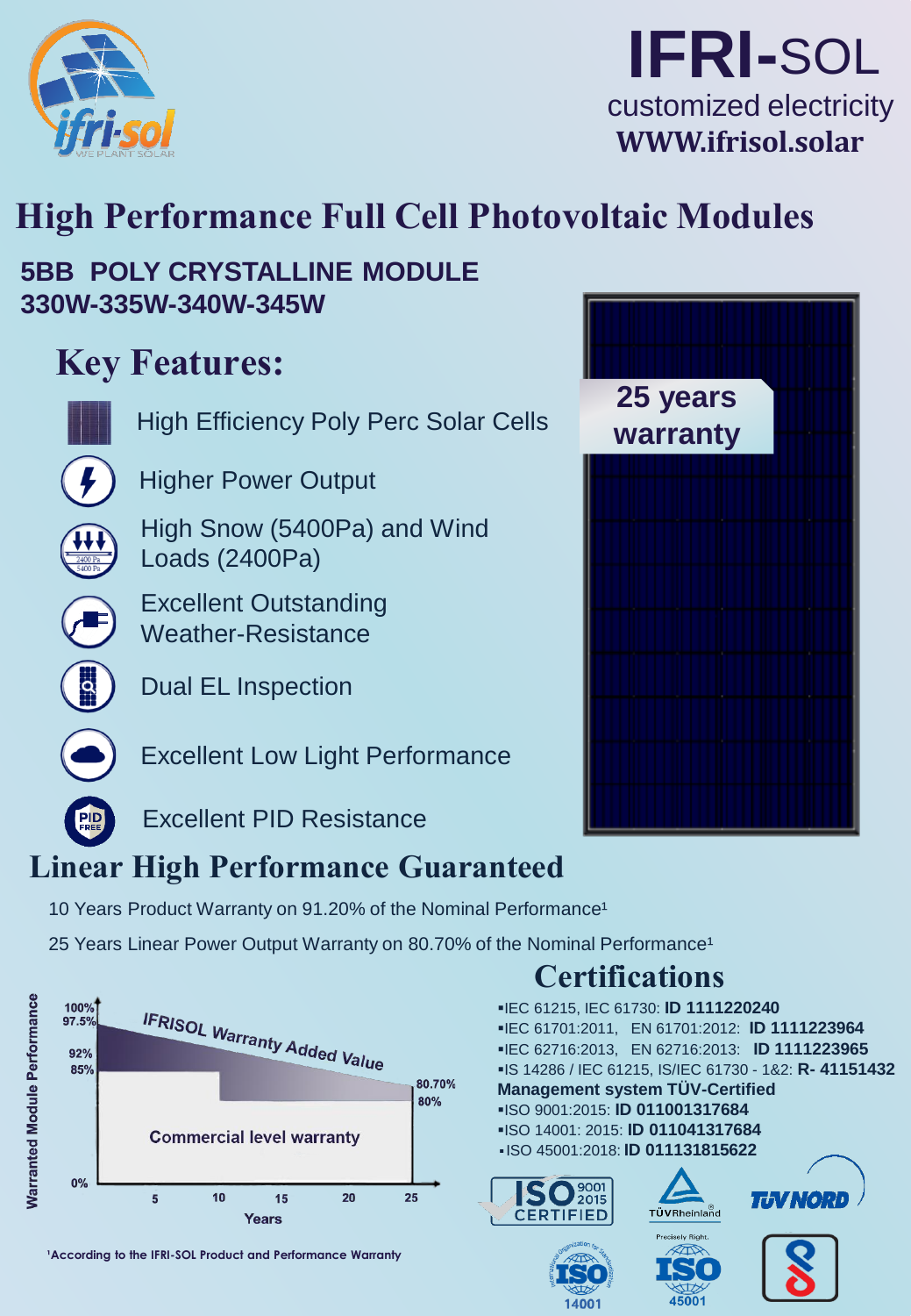# IFRI-SOL

customized electricity

WWW.ifrisol.solar

# High Performance Full Cell Photovoltaic Modules

## 5BB POLY CRYSTALLINE MODULE
## 330W-335W-340W-345W

25 years warranty

## Key Features:

- High Efficiency Poly Perc Solar Cells
- Higher Power Output
- High Snow (5400Pa) and Wind Loads (2400Pa)
- Excellent Outstanding Weather-Resistance
- Dual EL Inspection
- Excellent Low Light Performance
- Excellent PID Resistance

## Linear High Performance Guaranteed

10 Years Product Warranty on 91.20% of the Nominal Performance[1]

25 Years Linear Power Output Warranty on 80.70% of the Nominal Performance[1]

Warranted Module Performance: 100%, 97.5%, 92%, 85%, 80.70%, 80%, 0%

IFRISOL Warranty Added Value

Commercial level warranty

Years: 5, 10, 15, 20, 25

[1]According to the IFRI-SOL Product and Performance Warranty

## Certifications

- IEC 61215, IEC 61730: **ID 1111220240**
- IEC 61701:2011, EN 61701:2012: **ID 1111223964**
- IEC 62716:2013, EN 62716:2013: **ID 1111223965**
- IS 14286 / IEC 61215, IS/IEC 61730 - 1&2: **R- 41151432**

**Management system TÜV-Certified**

- ISO 9001:2015: **ID 011001317684**
- ISO 14001: 2015: **ID 011041317684**
- ISO 45001:2018: **ID 011131815622**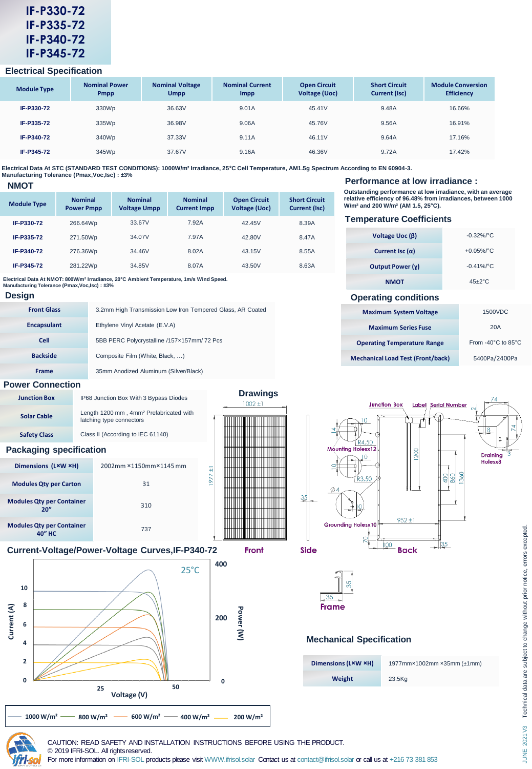# IF-P330-72
# IF-P335-72
# IF-P340-72
# IF-P345-72

## Electrical Specification

| Module Type | Nominal Power Pmpp | Nominal Voltage Umpp | Nominal Current Impp | Open Circuit Voltage (Uoc) | Short Circuit Current (Isc) | Module Conversion Efficiency |
|---|---|---|---|---|---|---|
| IF-P330-72 | 330Wp | 36.63V | 9.01A | 45.41V | 9.48A | 16.66% |
| IF-P335-72 | 335Wp | 36.98V | 9.06A | 45.76V | 9.56A | 16.91% |
| IF-P340-72 | 340Wp | 37.33V | 9.11A | 46.11V | 9.64A | 17.16% |
| IF-P345-72 | 345Wp | 37.67V | 9.16A | 46.36V | 9.72A | 17.42% |

**Electrical Data At STC (STANDARD TEST CONDITIONS): 1000W/m² Irradiance, 25°C Cell Temperature, AM1.5g Spectrum According to EN 60904-3.**
**Manufacturing Tolerance (Pmax,Voc,Isc) : ±3%**

## NMOT

| Module Type | Nominal Power Pmpp | Nominal Voltage Umpp | Nominal Current Impp | Open Circuit Voltage (Uoc) | Short Circuit Current (Isc) |
|---|---|---|---|---|---|
| IF-P330-72 | 266.64Wp | 33.67V | 7.92A | 42.45V | 8.39A |
| IF-P335-72 | 271.50Wp | 34.07V | 7.97A | 42.80V | 8.47A |
| IF-P340-72 | 276.36Wp | 34.46V | 8.02A | 43.15V | 8.55A |
| IF-P345-72 | 281.22Wp | 34.85V | 8.07A | 43.50V | 8.63A |

**Electrical Data At NMOT: 800W/m² Irradiance, 20°C Ambient Temperature, 1m/s Wind Speed.**
**Manufacturing Tolerance (Pmax,Voc,Isc) : ±3%**

## Performance at low irradiance :

**Outstanding performance at low irradiance, with an average relative efficiency of 96.48% from irradiances, between 1000 W/m² and 200 W/m² (AM 1.5, 25°C).**

## Temperature Coefficients

| | |
|---|---|
| Voltage Uoc (β) | -0.32%/°C |
| Current Isc (α) | +0.05%/°C |
| Output Power (γ) | -0.41%/°C |
| NMOT | 45±2°C |

## Design

| | |
|---|---|
| Front Glass | 3.2mm High Transmission Low Iron Tempered Glass, AR Coated |
| Encapsulant | Ethylene Vinyl Acetate (E.V.A) |
| Cell | 5BB PERC Polycrystalline /157×157mm/ 72 Pcs |
| Backside | Composite Film (White, Black, …) |
| Frame | 35mm Anodized Aluminum (Silver/Black) |

## Operating conditions

| | |
|---|---|
| Maximum System Voltage | 1500VDC |
| Maximum Series Fuse | 20A |
| Operating Temperature Range | From -40°C to 85°C |
| Mechanical Load Test (Front/back) | 5400Pa/2400Pa |

## Power Connection

| | |
|---|---|
| Junction Box | IP68 Junction Box With 3 Bypass Diodes |
| Solar Cable | Length 1200 mm , 4mm² Prefabricated with latching type connectors |
| Safety Class | Class II (According to IEC 61140) |

## Packaging specification

| | |
|---|---|
| Dimensions (L×W ×H) | 2002mm ×1150mm×1145 mm |
| Modules Qty per Carton | 31 |
| Modules Qty per Container 20" | 310 |
| Modules Qty per Container 40" HC | 737 |

## Drawings

1002 ±1
1977 ±1
35
Front
Side
Junction Box
Label
Serial Number
Mounting Holesx12
R4,50
10
14
10
10
R3,50
Ø4
Grounding Holesx10
1200
400
860
1360
952 ±1
70
100
35
Back
74
2
8
74
3
Draining Holesx8
35
35
Frame

## Current-Voltage/Power-Voltage Curves,IF-P340-72

25°C
Current (A)
10
8
6
4
2
0
25
50
Voltage (V)
400
200
0
Power (W)

1000 W/m² — 800 W/m² — 600 W/m² — 400 W/m² — 200 W/m²

## Mechanical Specification

| | |
|---|---|
| Dimensions (L×W ×H) | 1977mm×1002mm ×35mm (±1mm) |
| Weight | 23.5Kg |

Technical data are subject to change without prior notice, errors excepted.

JUNE 2021 V3

CAUTION: READ SAFETY AND INSTALLATION INSTRUCTIONS BEFORE USING THE PRODUCT.
© 2019 IFRI-SOL. All rights reserved.
For more information on IFRI-SOL products please visit WWW.ifrisol.solar Contact us at contact@ifrisol.solar or call us at +216 73 381 853